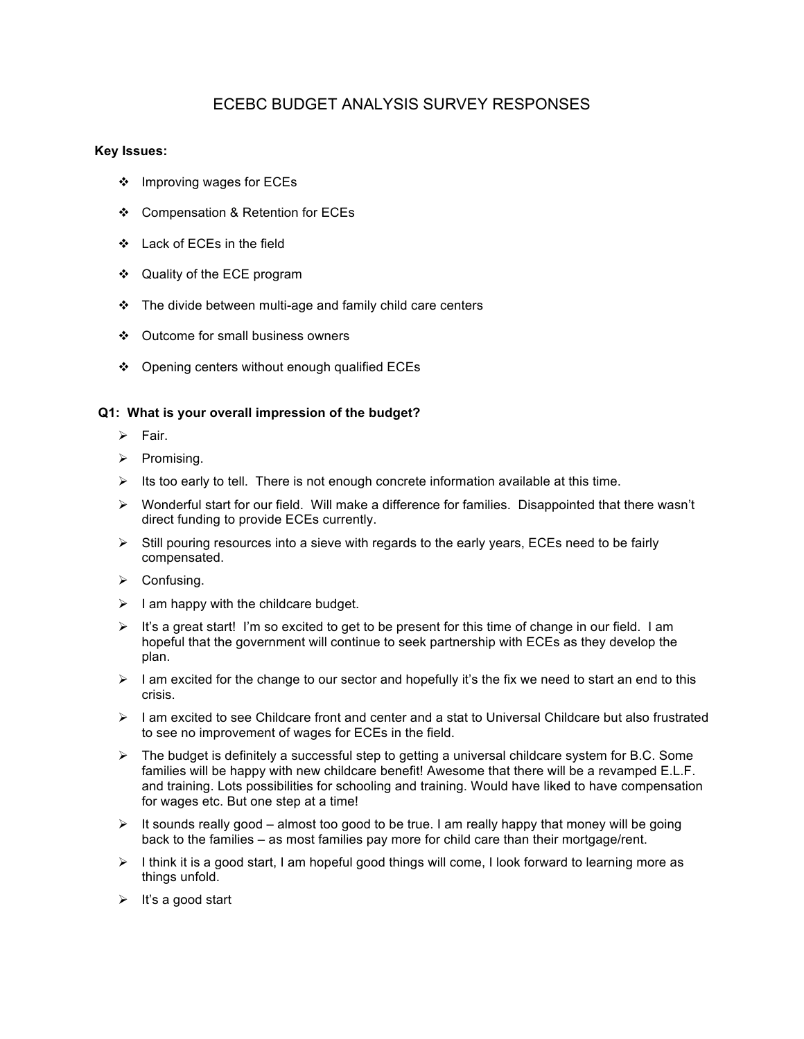# ECEBC BUDGET ANALYSIS SURVEY RESPONSES

**Key Issues:**

- Improving wages for ECEs
- Compensation & Retention for ECEs
- Lack of ECEs in the field
- Quality of the ECE program
- The divide between multi-age and family child care centers
- Outcome for small business owners
- Opening centers without enough qualified ECEs

**Q1: What is your overall impression of the budget?**

- Fair.
- Promising.
- Its too early to tell. There is not enough concrete information available at this time.
- Wonderful start for our field. Will make a difference for families. Disappointed that there wasn't direct funding to provide ECEs currently.
- Still pouring resources into a sieve with regards to the early years, ECEs need to be fairly compensated.
- Confusing.
- I am happy with the childcare budget.
- It's a great start! I'm so excited to get to be present for this time of change in our field. I am hopeful that the government will continue to seek partnership with ECEs as they develop the plan.
- I am excited for the change to our sector and hopefully it's the fix we need to start an end to this crisis.
- I am excited to see Childcare front and center and a stat to Universal Childcare but also frustrated to see no improvement of wages for ECEs in the field.
- The budget is definitely a successful step to getting a universal childcare system for B.C. Some families will be happy with new childcare benefit! Awesome that there will be a revamped E.L.F. and training. Lots possibilities for schooling and training. Would have liked to have compensation for wages etc. But one step at a time!
- It sounds really good – almost too good to be true. I am really happy that money will be going back to the families – as most families pay more for child care than their mortgage/rent.
- I think it is a good start, I am hopeful good things will come, I look forward to learning more as things unfold.
- It's a good start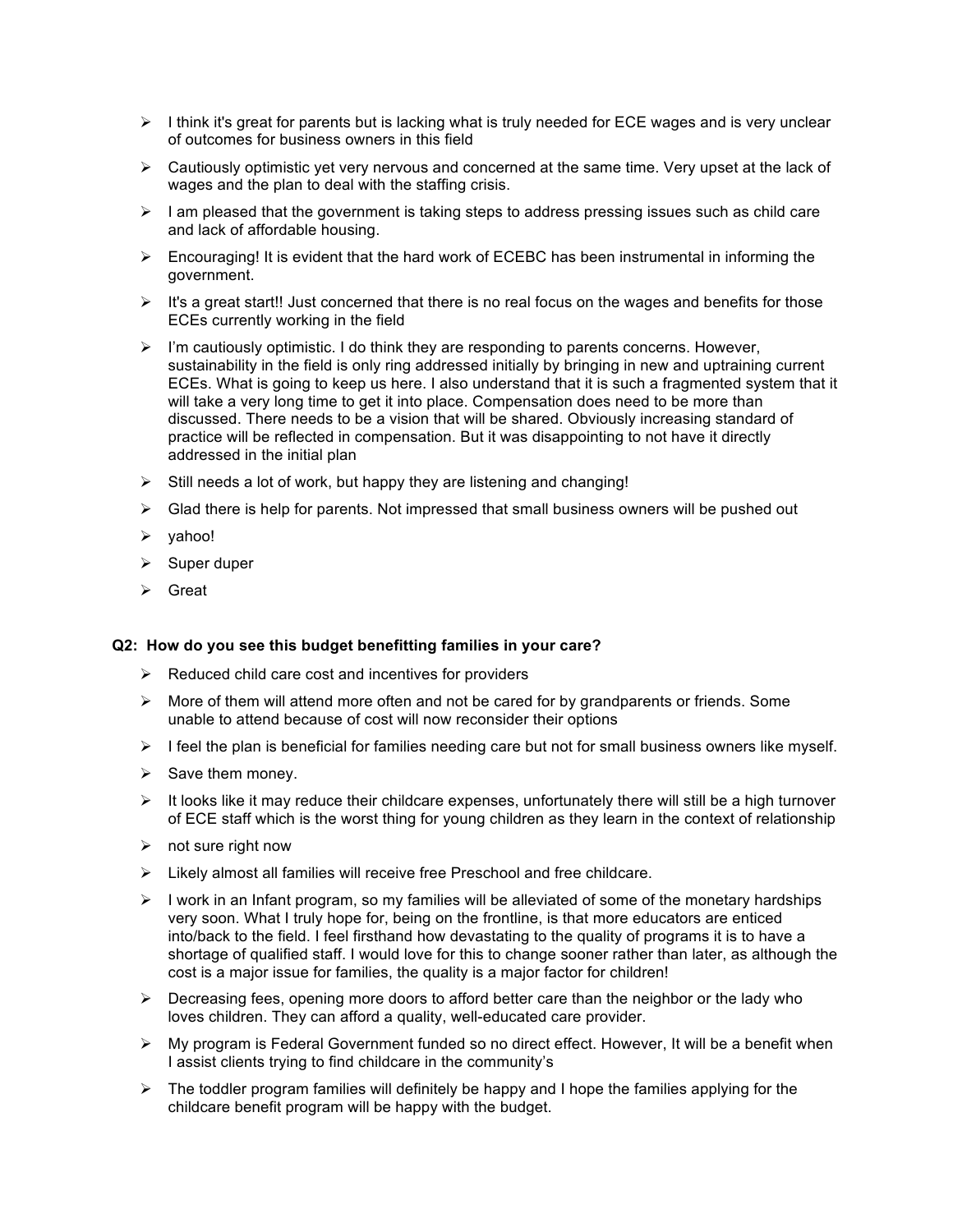- I think it's great for parents but is lacking what is truly needed for ECE wages and is very unclear of outcomes for business owners in this field
- Cautiously optimistic yet very nervous and concerned at the same time. Very upset at the lack of wages and the plan to deal with the staffing crisis.
- I am pleased that the government is taking steps to address pressing issues such as child care and lack of affordable housing.
- Encouraging! It is evident that the hard work of ECEBC has been instrumental in informing the government.
- It's a great start!! Just concerned that there is no real focus on the wages and benefits for those ECEs currently working in the field
- I'm cautiously optimistic. I do think they are responding to parents concerns. However, sustainability in the field is only ring addressed initially by bringing in new and uptraining current ECEs. What is going to keep us here. I also understand that it is such a fragmented system that it will take a very long time to get it into place. Compensation does need to be more than discussed. There needs to be a vision that will be shared. Obviously increasing standard of practice will be reflected in compensation. But it was disappointing to not have it directly addressed in the initial plan
- Still needs a lot of work, but happy they are listening and changing!
- Glad there is help for parents. Not impressed that small business owners will be pushed out
- yahoo!
- Super duper
- Great

**Q2: How do you see this budget benefitting families in your care?**

- Reduced child care cost and incentives for providers
- More of them will attend more often and not be cared for by grandparents or friends. Some unable to attend because of cost will now reconsider their options
- I feel the plan is beneficial for families needing care but not for small business owners like myself.
- Save them money.
- It looks like it may reduce their childcare expenses, unfortunately there will still be a high turnover of ECE staff which is the worst thing for young children as they learn in the context of relationship
- not sure right now
- Likely almost all families will receive free Preschool and free childcare.
- I work in an Infant program, so my families will be alleviated of some of the monetary hardships very soon. What I truly hope for, being on the frontline, is that more educators are enticed into/back to the field. I feel firsthand how devastating to the quality of programs it is to have a shortage of qualified staff. I would love for this to change sooner rather than later, as although the cost is a major issue for families, the quality is a major factor for children!
- Decreasing fees, opening more doors to afford better care than the neighbor or the lady who loves children. They can afford a quality, well-educated care provider.
- My program is Federal Government funded so no direct effect. However, It will be a benefit when I assist clients trying to find childcare in the community's
- The toddler program families will definitely be happy and I hope the families applying for the childcare benefit program will be happy with the budget.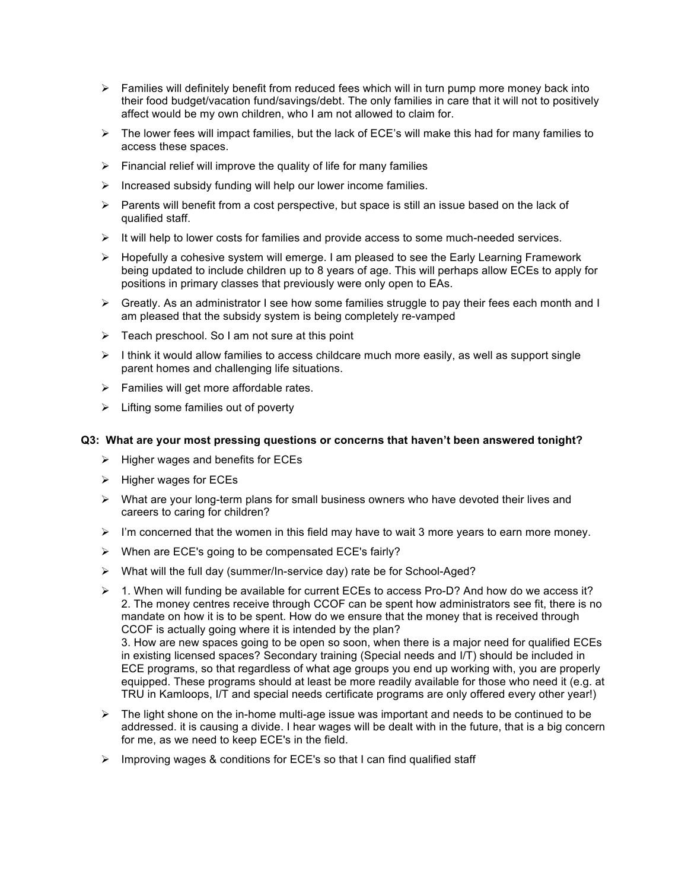- Families will definitely benefit from reduced fees which will in turn pump more money back into their food budget/vacation fund/savings/debt. The only families in care that it will not to positively affect would be my own children, who I am not allowed to claim for.
- The lower fees will impact families, but the lack of ECE's will make this had for many families to access these spaces.
- Financial relief will improve the quality of life for many families
- Increased subsidy funding will help our lower income families.
- Parents will benefit from a cost perspective, but space is still an issue based on the lack of qualified staff.
- It will help to lower costs for families and provide access to some much-needed services.
- Hopefully a cohesive system will emerge. I am pleased to see the Early Learning Framework being updated to include children up to 8 years of age. This will perhaps allow ECEs to apply for positions in primary classes that previously were only open to EAs.
- Greatly. As an administrator I see how some families struggle to pay their fees each month and I am pleased that the subsidy system is being completely re-vamped
- Teach preschool. So I am not sure at this point
- I think it would allow families to access childcare much more easily, as well as support single parent homes and challenging life situations.
- Families will get more affordable rates.
- Lifting some families out of poverty

**Q3: What are your most pressing questions or concerns that haven't been answered tonight?**

- Higher wages and benefits for ECEs
- Higher wages for ECEs
- What are your long-term plans for small business owners who have devoted their lives and careers to caring for children?
- I'm concerned that the women in this field may have to wait 3 more years to earn more money.
- When are ECE's going to be compensated ECE's fairly?
- What will the full day (summer/In-service day) rate be for School-Aged?
- 1. When will funding be available for current ECEs to access Pro-D? And how do we access it?
  2. The money centres receive through CCOF can be spent how administrators see fit, there is no mandate on how it is to be spent. How do we ensure that the money that is received through CCOF is actually going where it is intended by the plan?
  3. How are new spaces going to be open so soon, when there is a major need for qualified ECEs in existing licensed spaces? Secondary training (Special needs and I/T) should be included in ECE programs, so that regardless of what age groups you end up working with, you are properly equipped. These programs should at least be more readily available for those who need it (e.g. at TRU in Kamloops, I/T and special needs certificate programs are only offered every other year!)
- The light shone on the in-home multi-age issue was important and needs to be continued to be addressed. it is causing a divide. I hear wages will be dealt with in the future, that is a big concern for me, as we need to keep ECE's in the field.
- Improving wages & conditions for ECE's so that I can find qualified staff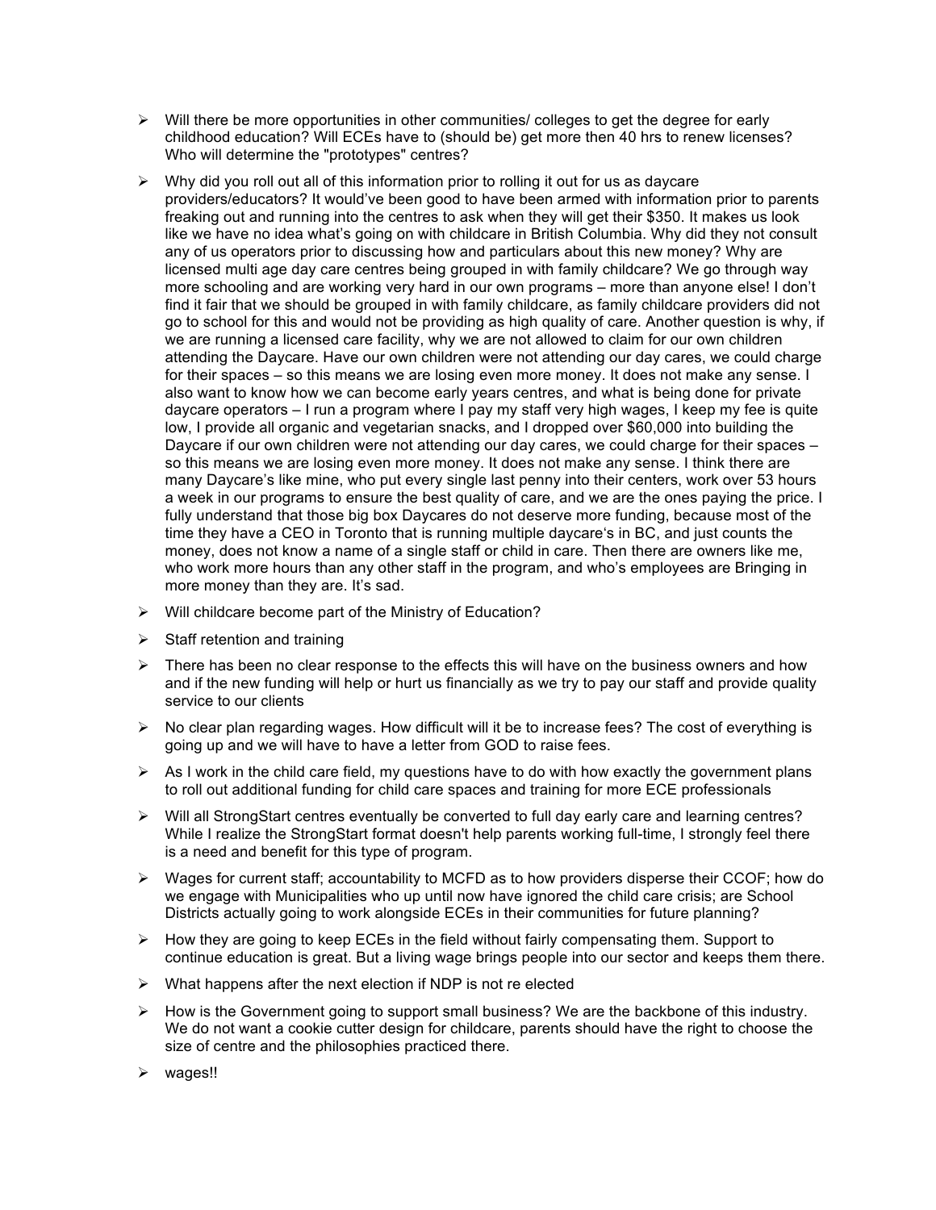- Will there be more opportunities in other communities/ colleges to get the degree for early childhood education? Will ECEs have to (should be) get more then 40 hrs to renew licenses? Who will determine the "prototypes" centres?

- Why did you roll out all of this information prior to rolling it out for us as daycare providers/educators? It would've been good to have been armed with information prior to parents freaking out and running into the centres to ask when they will get their $350. It makes us look like we have no idea what's going on with childcare in British Columbia. Why did they not consult any of us operators prior to discussing how and particulars about this new money? Why are licensed multi age day care centres being grouped in with family childcare? We go through way more schooling and are working very hard in our own programs – more than anyone else! I don't find it fair that we should be grouped in with family childcare, as family childcare providers did not go to school for this and would not be providing as high quality of care. Another question is why, if we are running a licensed care facility, why we are not allowed to claim for our own children attending the Daycare. Have our own children were not attending our day cares, we could charge for their spaces – so this means we are losing even more money. It does not make any sense. I also want to know how we can become early years centres, and what is being done for private daycare operators – I run a program where I pay my staff very high wages, I keep my fee is quite low, I provide all organic and vegetarian snacks, and I dropped over $60,000 into building the Daycare if our own children were not attending our day cares, we could charge for their spaces – so this means we are losing even more money. It does not make any sense. I think there are many Daycare's like mine, who put every single last penny into their centers, work over 53 hours a week in our programs to ensure the best quality of care, and we are the ones paying the price. I fully understand that those big box Daycares do not deserve more funding, because most of the time they have a CEO in Toronto that is running multiple daycare's in BC, and just counts the money, does not know a name of a single staff or child in care. Then there are owners like me, who work more hours than any other staff in the program, and who's employees are Bringing in more money than they are. It's sad.

- Will childcare become part of the Ministry of Education?

- Staff retention and training

- There has been no clear response to the effects this will have on the business owners and how and if the new funding will help or hurt us financially as we try to pay our staff and provide quality service to our clients

- No clear plan regarding wages. How difficult will it be to increase fees? The cost of everything is going up and we will have to have a letter from GOD to raise fees.

- As I work in the child care field, my questions have to do with how exactly the government plans to roll out additional funding for child care spaces and training for more ECE professionals

- Will all StrongStart centres eventually be converted to full day early care and learning centres? While I realize the StrongStart format doesn't help parents working full-time, I strongly feel there is a need and benefit for this type of program.

- Wages for current staff; accountability to MCFD as to how providers disperse their CCOF; how do we engage with Municipalities who up until now have ignored the child care crisis; are School Districts actually going to work alongside ECEs in their communities for future planning?

- How they are going to keep ECEs in the field without fairly compensating them. Support to continue education is great. But a living wage brings people into our sector and keeps them there.

- What happens after the next election if NDP is not re elected

- How is the Government going to support small business? We are the backbone of this industry. We do not want a cookie cutter design for childcare, parents should have the right to choose the size of centre and the philosophies practiced there.

- wages!!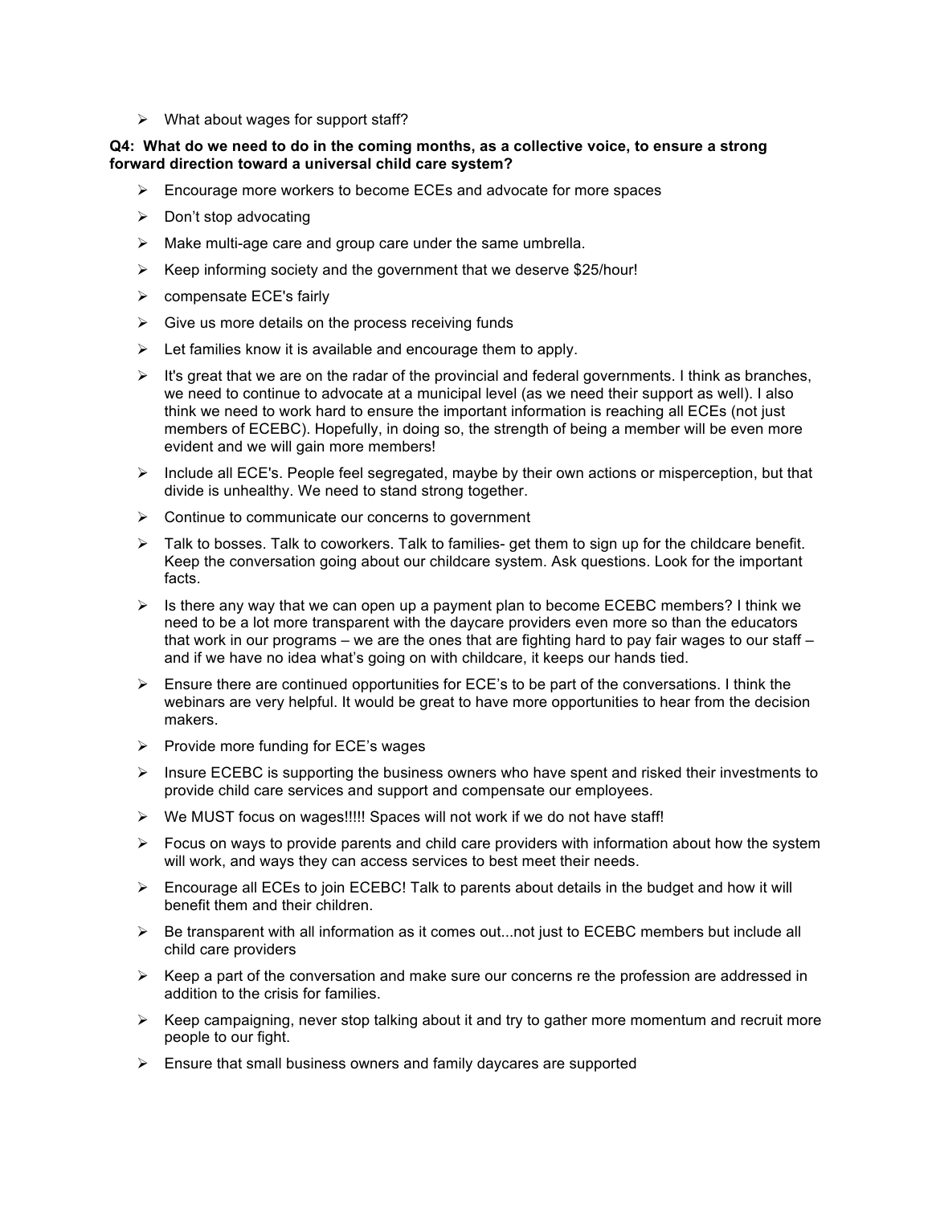- What about wages for support staff?

**Q4: What do we need to do in the coming months, as a collective voice, to ensure a strong forward direction toward a universal child care system?**

- Encourage more workers to become ECEs and advocate for more spaces
- Don't stop advocating
- Make multi-age care and group care under the same umbrella.
- Keep informing society and the government that we deserve $25/hour!
- compensate ECE's fairly
- Give us more details on the process receiving funds
- Let families know it is available and encourage them to apply.
- It's great that we are on the radar of the provincial and federal governments. I think as branches, we need to continue to advocate at a municipal level (as we need their support as well). I also think we need to work hard to ensure the important information is reaching all ECEs (not just members of ECEBC). Hopefully, in doing so, the strength of being a member will be even more evident and we will gain more members!
- Include all ECE's. People feel segregated, maybe by their own actions or misperception, but that divide is unhealthy. We need to stand strong together.
- Continue to communicate our concerns to government
- Talk to bosses. Talk to coworkers. Talk to families- get them to sign up for the childcare benefit. Keep the conversation going about our childcare system. Ask questions. Look for the important facts.
- Is there any way that we can open up a payment plan to become ECEBC members? I think we need to be a lot more transparent with the daycare providers even more so than the educators that work in our programs – we are the ones that are fighting hard to pay fair wages to our staff – and if we have no idea what's going on with childcare, it keeps our hands tied.
- Ensure there are continued opportunities for ECE's to be part of the conversations. I think the webinars are very helpful. It would be great to have more opportunities to hear from the decision makers.
- Provide more funding for ECE's wages
- Insure ECEBC is supporting the business owners who have spent and risked their investments to provide child care services and support and compensate our employees.
- We MUST focus on wages!!!!! Spaces will not work if we do not have staff!
- Focus on ways to provide parents and child care providers with information about how the system will work, and ways they can access services to best meet their needs.
- Encourage all ECEs to join ECEBC! Talk to parents about details in the budget and how it will benefit them and their children.
- Be transparent with all information as it comes out...not just to ECEBC members but include all child care providers
- Keep a part of the conversation and make sure our concerns re the profession are addressed in addition to the crisis for families.
- Keep campaigning, never stop talking about it and try to gather more momentum and recruit more people to our fight.
- Ensure that small business owners and family daycares are supported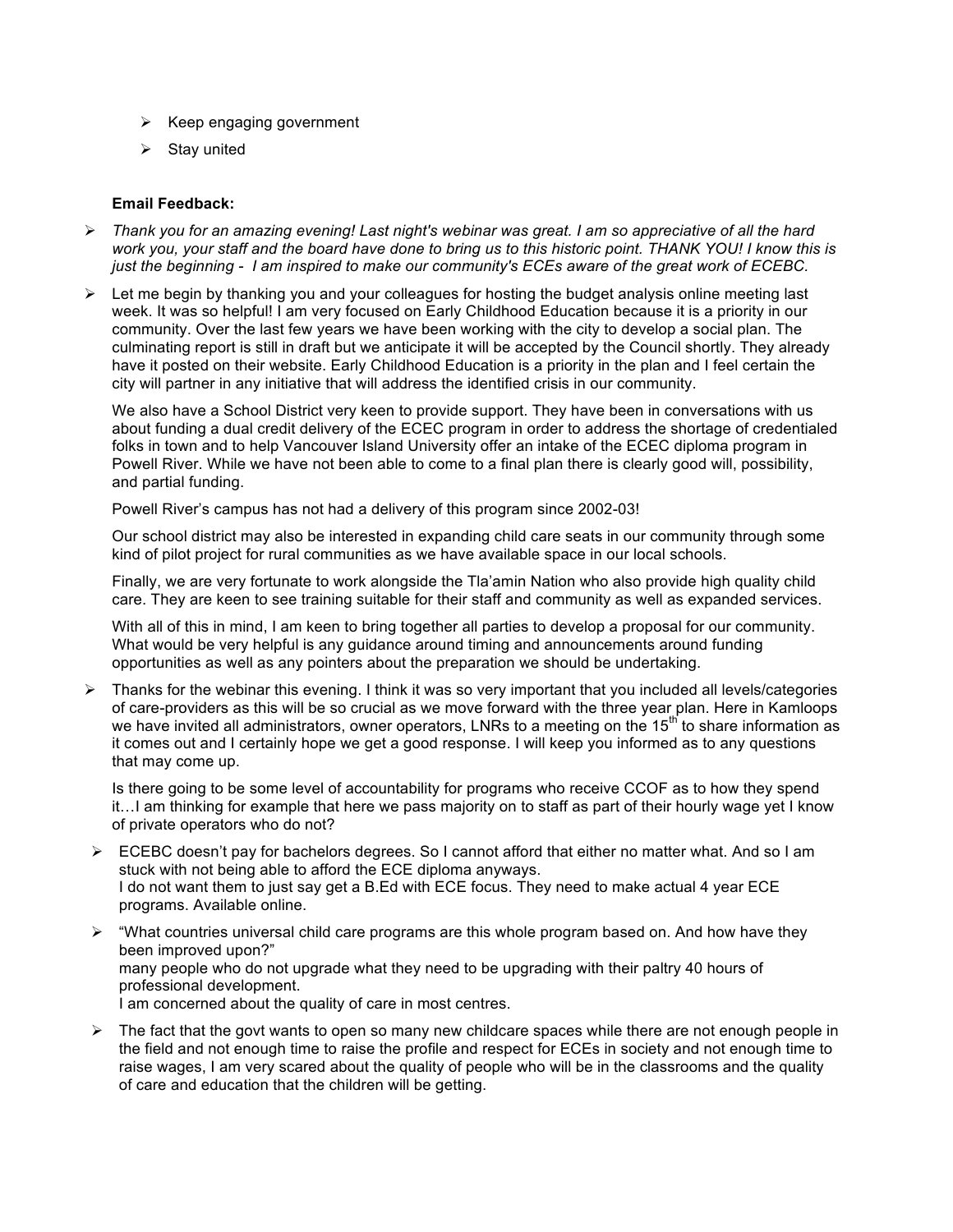- Keep engaging government
- Stay united

**Email Feedback:**

- *Thank you for an amazing evening! Last night's webinar was great. I am so appreciative of all the hard work you, your staff and the board have done to bring us to this historic point. THANK YOU! I know this is just the beginning - I am inspired to make our community's ECEs aware of the great work of ECEBC.*

- Let me begin by thanking you and your colleagues for hosting the budget analysis online meeting last week. It was so helpful! I am very focused on Early Childhood Education because it is a priority in our community. Over the last few years we have been working with the city to develop a social plan. The culminating report is still in draft but we anticipate it will be accepted by the Council shortly. They already have it posted on their website. Early Childhood Education is a priority in the plan and I feel certain the city will partner in any initiative that will address the identified crisis in our community.

  We also have a School District very keen to provide support. They have been in conversations with us about funding a dual credit delivery of the ECEC program in order to address the shortage of credentialed folks in town and to help Vancouver Island University offer an intake of the ECEC diploma program in Powell River. While we have not been able to come to a final plan there is clearly good will, possibility, and partial funding.

  Powell River's campus has not had a delivery of this program since 2002-03!

  Our school district may also be interested in expanding child care seats in our community through some kind of pilot project for rural communities as we have available space in our local schools.

  Finally, we are very fortunate to work alongside the Tla'amin Nation who also provide high quality child care. They are keen to see training suitable for their staff and community as well as expanded services.

  With all of this in mind, I am keen to bring together all parties to develop a proposal for our community. What would be very helpful is any guidance around timing and announcements around funding opportunities as well as any pointers about the preparation we should be undertaking.

- Thanks for the webinar this evening. I think it was so very important that you included all levels/categories of care-providers as this will be so crucial as we move forward with the three year plan. Here in Kamloops we have invited all administrators, owner operators, LNRs to a meeting on the 15th to share information as it comes out and I certainly hope we get a good response. I will keep you informed as to any questions that may come up.

  Is there going to be some level of accountability for programs who receive CCOF as to how they spend it…I am thinking for example that here we pass majority on to staff as part of their hourly wage yet I know of private operators who do not?

- ECEBC doesn't pay for bachelors degrees. So I cannot afford that either no matter what. And so I am stuck with not being able to afford the ECE diploma anyways.
  I do not want them to just say get a B.Ed with ECE focus. They need to make actual 4 year ECE programs. Available online.

- "What countries universal child care programs are this whole program based on. And how have they been improved upon?"
  many people who do not upgrade what they need to be upgrading with their paltry 40 hours of professional development.
  I am concerned about the quality of care in most centres.

- The fact that the govt wants to open so many new childcare spaces while there are not enough people in the field and not enough time to raise the profile and respect for ECEs in society and not enough time to raise wages, I am very scared about the quality of people who will be in the classrooms and the quality of care and education that the children will be getting.